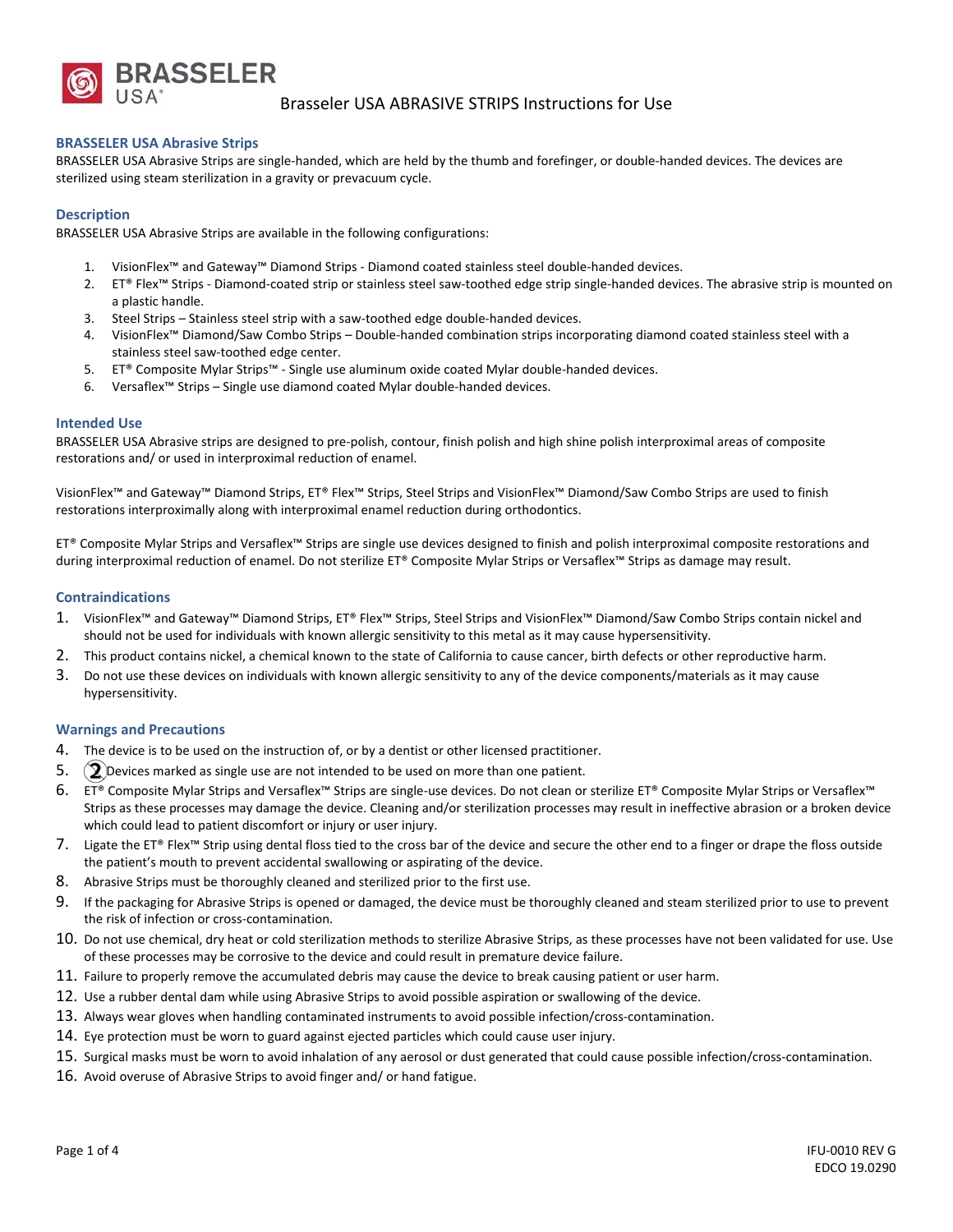# Brasseler USA ABRASIVE STRIPS Instructions for Use

## BRASSELER USA Abrasive Strips

BRASSELER USA Abrasive Strips are single-handed, which are held by the thumb and forefinger, or double-handed devices. The devices are sterilized using steam sterilization in a gravity or prevacuum cycle.

## Description

BRASSELER USA Abrasive Strips are available in the following configurations:

1. VisionFlex™ and Gateway™ Diamond Strips - Diamond coated stainless steel double-handed devices.
2. ET® Flex™ Strips - Diamond-coated strip or stainless steel saw-toothed edge strip single-handed devices. The abrasive strip is mounted on a plastic handle.
3. Steel Strips – Stainless steel strip with a saw-toothed edge double-handed devices.
4. VisionFlex™ Diamond/Saw Combo Strips – Double-handed combination strips incorporating diamond coated stainless steel with a stainless steel saw-toothed edge center.
5. ET® Composite Mylar Strips™ - Single use aluminum oxide coated Mylar double-handed devices.
6. Versaflex™ Strips – Single use diamond coated Mylar double-handed devices.

## Intended Use

BRASSELER USA Abrasive strips are designed to pre-polish, contour, finish polish and high shine polish interproximal areas of composite restorations and/ or used in interproximal reduction of enamel.

VisionFlex™ and Gateway™ Diamond Strips, ET® Flex™ Strips, Steel Strips and VisionFlex™ Diamond/Saw Combo Strips are used to finish restorations interproximally along with interproximal enamel reduction during orthodontics.

ET® Composite Mylar Strips and Versaflex™ Strips are single use devices designed to finish and polish interproximal composite restorations and during interproximal reduction of enamel. Do not sterilize ET® Composite Mylar Strips or Versaflex™ Strips as damage may result.

## Contraindications

1. VisionFlex™ and Gateway™ Diamond Strips, ET® Flex™ Strips, Steel Strips and VisionFlex™ Diamond/Saw Combo Strips contain nickel and should not be used for individuals with known allergic sensitivity to this metal as it may cause hypersensitivity.
2. This product contains nickel, a chemical known to the state of California to cause cancer, birth defects or other reproductive harm.
3. Do not use these devices on individuals with known allergic sensitivity to any of the device components/materials as it may cause hypersensitivity.

## Warnings and Precautions

4. The device is to be used on the instruction of, or by a dentist or other licensed practitioner.
5. (2) Devices marked as single use are not intended to be used on more than one patient.
6. ET® Composite Mylar Strips and Versaflex™ Strips are single-use devices. Do not clean or sterilize ET® Composite Mylar Strips or Versaflex™ Strips as these processes may damage the device. Cleaning and/or sterilization processes may result in ineffective abrasion or a broken device which could lead to patient discomfort or injury or user injury.
7. Ligate the ET® Flex™ Strip using dental floss tied to the cross bar of the device and secure the other end to a finger or drape the floss outside the patient's mouth to prevent accidental swallowing or aspirating of the device.
8. Abrasive Strips must be thoroughly cleaned and sterilized prior to the first use.
9. If the packaging for Abrasive Strips is opened or damaged, the device must be thoroughly cleaned and steam sterilized prior to use to prevent the risk of infection or cross-contamination.
10. Do not use chemical, dry heat or cold sterilization methods to sterilize Abrasive Strips, as these processes have not been validated for use. Use of these processes may be corrosive to the device and could result in premature device failure.
11. Failure to properly remove the accumulated debris may cause the device to break causing patient or user harm.
12. Use a rubber dental dam while using Abrasive Strips to avoid possible aspiration or swallowing of the device.
13. Always wear gloves when handling contaminated instruments to avoid possible infection/cross-contamination.
14. Eye protection must be worn to guard against ejected particles which could cause user injury.
15. Surgical masks must be worn to avoid inhalation of any aerosol or dust generated that could cause possible infection/cross-contamination.
16. Avoid overuse of Abrasive Strips to avoid finger and/ or hand fatigue.

IFU-0010 REV G
EDCO 19.0290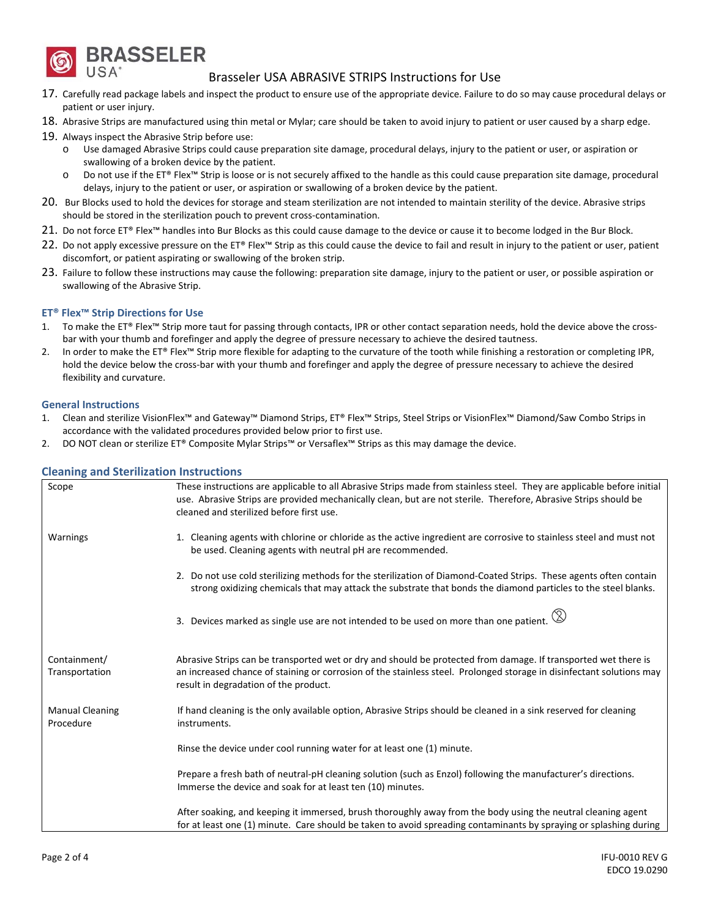17. Carefully read package labels and inspect the product to ensure use of the appropriate device. Failure to do so may cause procedural delays or patient or user injury.
18. Abrasive Strips are manufactured using thin metal or Mylar; care should be taken to avoid injury to patient or user caused by a sharp edge.
19. Always inspect the Abrasive Strip before use:
    - Use damaged Abrasive Strips could cause preparation site damage, procedural delays, injury to the patient or user, or aspiration or swallowing of a broken device by the patient.
    - Do not use if the ET® Flex™ Strip is loose or is not securely affixed to the handle as this could cause preparation site damage, procedural delays, injury to the patient or user, or aspiration or swallowing of a broken device by the patient.
20. Bur Blocks used to hold the devices for storage and steam sterilization are not intended to maintain sterility of the device. Abrasive strips should be stored in the sterilization pouch to prevent cross-contamination.
21. Do not force ET® Flex™ handles into Bur Blocks as this could cause damage to the device or cause it to become lodged in the Bur Block.
22. Do not apply excessive pressure on the ET® Flex™ Strip as this could cause the device to fail and result in injury to the patient or user, patient discomfort, or patient aspirating or swallowing of the broken strip.
23. Failure to follow these instructions may cause the following: preparation site damage, injury to the patient or user, or possible aspiration or swallowing of the Abrasive Strip.

### ET® Flex™ Strip Directions for Use

1. To make the ET® Flex™ Strip more taut for passing through contacts, IPR or other contact separation needs, hold the device above the cross-bar with your thumb and forefinger and apply the degree of pressure necessary to achieve the desired tautness.
2. In order to make the ET® Flex™ Strip more flexible for adapting to the curvature of the tooth while finishing a restoration or completing IPR, hold the device below the cross-bar with your thumb and forefinger and apply the degree of pressure necessary to achieve the desired flexibility and curvature.

### General Instructions

1. Clean and sterilize VisionFlex™ and Gateway™ Diamond Strips, ET® Flex™ Strips, Steel Strips or VisionFlex™ Diamond/Saw Combo Strips in accordance with the validated procedures provided below prior to first use.
2. DO NOT clean or sterilize ET® Composite Mylar Strips™ or Versaflex™ Strips as this may damage the device.

## Cleaning and Sterilization Instructions

| | |
|---|---|
| Scope | These instructions are applicable to all Abrasive Strips made from stainless steel. They are applicable before initial use. Abrasive Strips are provided mechanically clean, but are not sterile. Therefore, Abrasive Strips should be cleaned and sterilized before first use. |
| Warnings | 1. Cleaning agents with chlorine or chloride as the active ingredient are corrosive to stainless steel and must not be used. Cleaning agents with neutral pH are recommended.<br><br>2. Do not use cold sterilizing methods for the sterilization of Diamond-Coated Strips. These agents often contain strong oxidizing chemicals that may attack the substrate that bonds the diamond particles to the steel blanks.<br><br>3. Devices marked as single use are not intended to be used on more than one patient. |
| Containment/ Transportation | Abrasive Strips can be transported wet or dry and should be protected from damage. If transported wet there is an increased chance of staining or corrosion of the stainless steel. Prolonged storage in disinfectant solutions may result in degradation of the product. |
| Manual Cleaning Procedure | If hand cleaning is the only available option, Abrasive Strips should be cleaned in a sink reserved for cleaning instruments.<br><br>Rinse the device under cool running water for at least one (1) minute.<br><br>Prepare a fresh bath of neutral-pH cleaning solution (such as Enzol) following the manufacturer's directions. Immerse the device and soak for at least ten (10) minutes.<br><br>After soaking, and keeping it immersed, brush thoroughly away from the body using the neutral cleaning agent for at least one (1) minute. Care should be taken to avoid spreading contaminants by spraying or splashing during |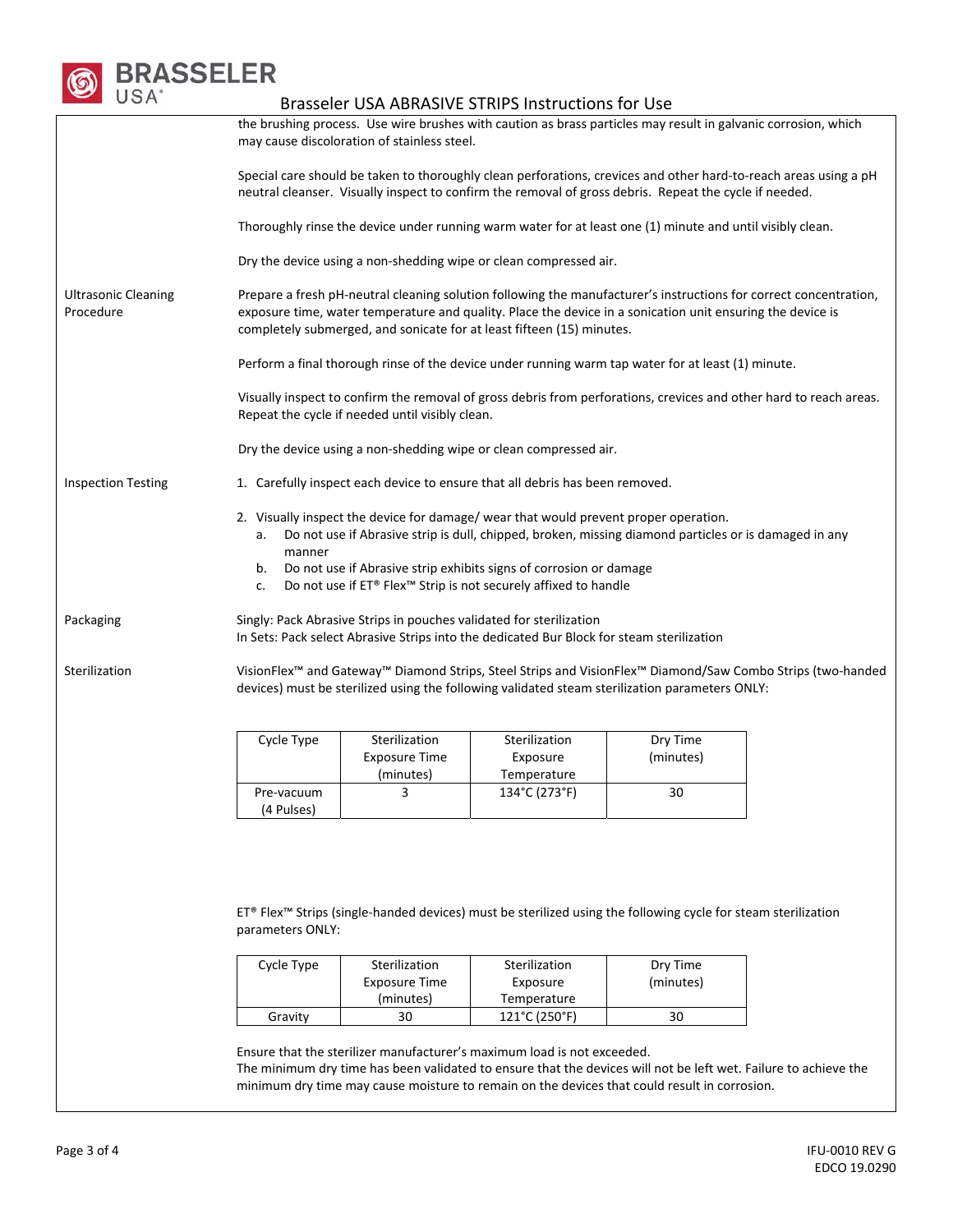the brushing process. Use wire brushes with caution as brass particles may result in galvanic corrosion, which may cause discoloration of stainless steel.

Special care should be taken to thoroughly clean perforations, crevices and other hard-to-reach areas using a pH neutral cleanser. Visually inspect to confirm the removal of gross debris. Repeat the cycle if needed.

Thoroughly rinse the device under running warm water for at least one (1) minute and until visibly clean.

Dry the device using a non-shedding wipe or clean compressed air.

**Ultrasonic Cleaning Procedure**

Prepare a fresh pH-neutral cleaning solution following the manufacturer's instructions for correct concentration, exposure time, water temperature and quality. Place the device in a sonication unit ensuring the device is completely submerged, and sonicate for at least fifteen (15) minutes.

Perform a final thorough rinse of the device under running warm tap water for at least (1) minute.

Visually inspect to confirm the removal of gross debris from perforations, crevices and other hard to reach areas. Repeat the cycle if needed until visibly clean.

Dry the device using a non-shedding wipe or clean compressed air.

**Inspection Testing**

1. Carefully inspect each device to ensure that all debris has been removed.
2. Visually inspect the device for damage/ wear that would prevent proper operation.
   a. Do not use if Abrasive strip is dull, chipped, broken, missing diamond particles or is damaged in any manner
   b. Do not use if Abrasive strip exhibits signs of corrosion or damage
   c. Do not use if ET® Flex™ Strip is not securely affixed to handle

**Packaging**

Singly: Pack Abrasive Strips in pouches validated for sterilization
In Sets: Pack select Abrasive Strips into the dedicated Bur Block for steam sterilization

**Sterilization**

VisionFlex™ and Gateway™ Diamond Strips, Steel Strips and VisionFlex™ Diamond/Saw Combo Strips (two-handed devices) must be sterilized using the following validated steam sterilization parameters ONLY:

| Cycle Type | Sterilization Exposure Time (minutes) | Sterilization Exposure Temperature | Dry Time (minutes) |
|---|---|---|---|
| Pre-vacuum (4 Pulses) | 3 | 134°C (273°F) | 30 |

ET® Flex™ Strips (single-handed devices) must be sterilized using the following cycle for steam sterilization parameters ONLY:

| Cycle Type | Sterilization Exposure Time (minutes) | Sterilization Exposure Temperature | Dry Time (minutes) |
|---|---|---|---|
| Gravity | 30 | 121°C (250°F) | 30 |

Ensure that the sterilizer manufacturer's maximum load is not exceeded.
The minimum dry time has been validated to ensure that the devices will not be left wet. Failure to achieve the minimum dry time may cause moisture to remain on the devices that could result in corrosion.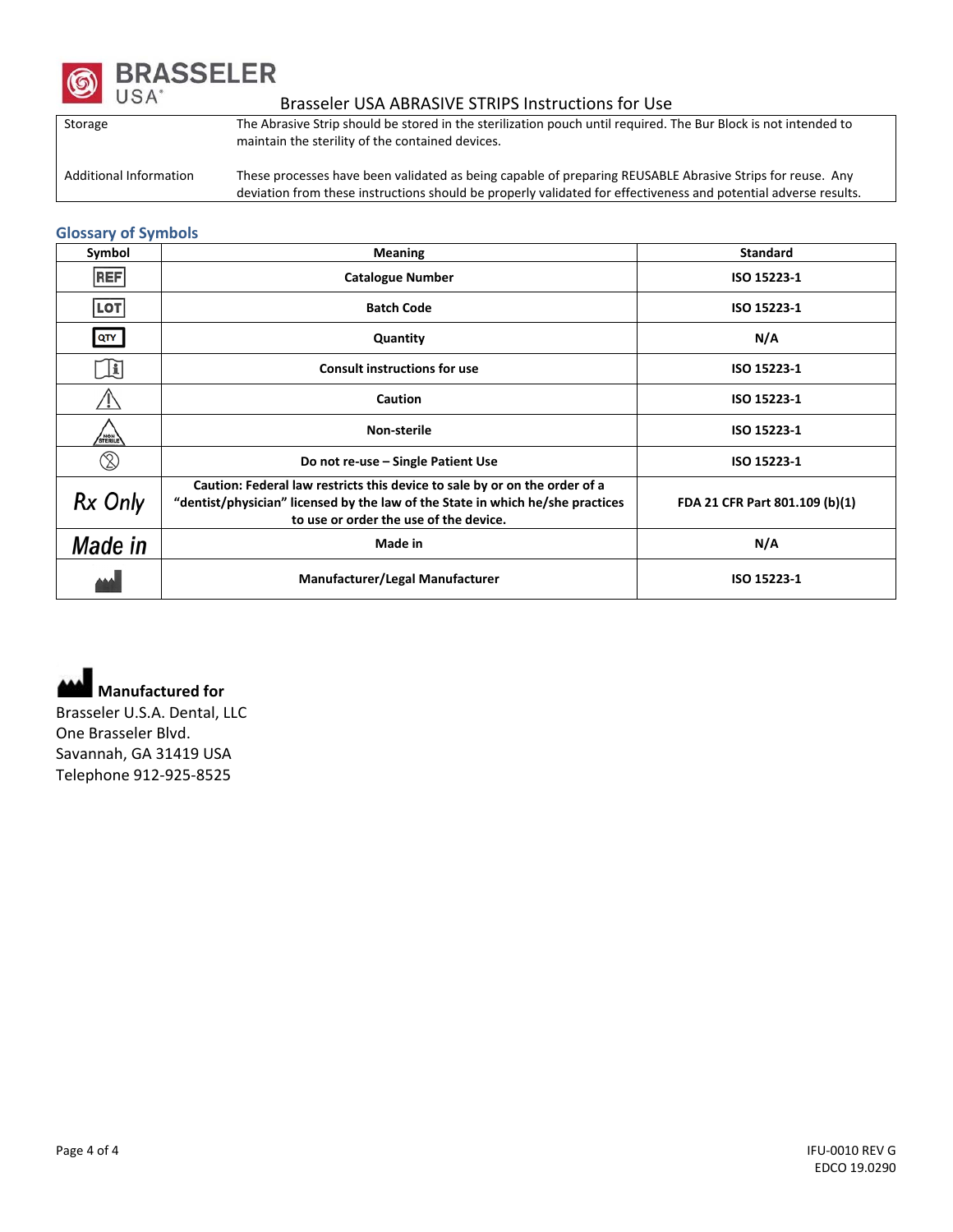| | |
|---|---|
| Storage | The Abrasive Strip should be stored in the sterilization pouch until required. The Bur Block is not intended to maintain the sterility of the contained devices. |
| Additional Information | These processes have been validated as being capable of preparing REUSABLE Abrasive Strips for reuse. Any deviation from these instructions should be properly validated for effectiveness and potential adverse results. |

## Glossary of Symbols

| Symbol | Meaning | Standard |
|---|---|---|
| REF | **Catalogue Number** | **ISO 15223-1** |
| LOT | **Batch Code** | **ISO 15223-1** |
| QTY | **Quantity** | **N/A** |
| | **Consult instructions for use** | **ISO 15223-1** |
| | **Caution** | **ISO 15223-1** |
| NON STERILE | **Non-sterile** | **ISO 15223-1** |
| | **Do not re-use – Single Patient Use** | **ISO 15223-1** |
| *Rx Only* | **Caution: Federal law restricts this device to sale by or on the order of a "dentist/physician" licensed by the law of the State in which he/she practices to use or order the use of the device.** | **FDA 21 CFR Part 801.109 (b)(1)** |
| *Made in* | **Made in** | **N/A** |
| | **Manufacturer/Legal Manufacturer** | **ISO 15223-1** |

**Manufactured for**

Brasseler U.S.A. Dental, LLC
One Brasseler Blvd.
Savannah, GA 31419 USA
Telephone 912-925-8525

IFU-0010 REV G
EDCO 19.0290